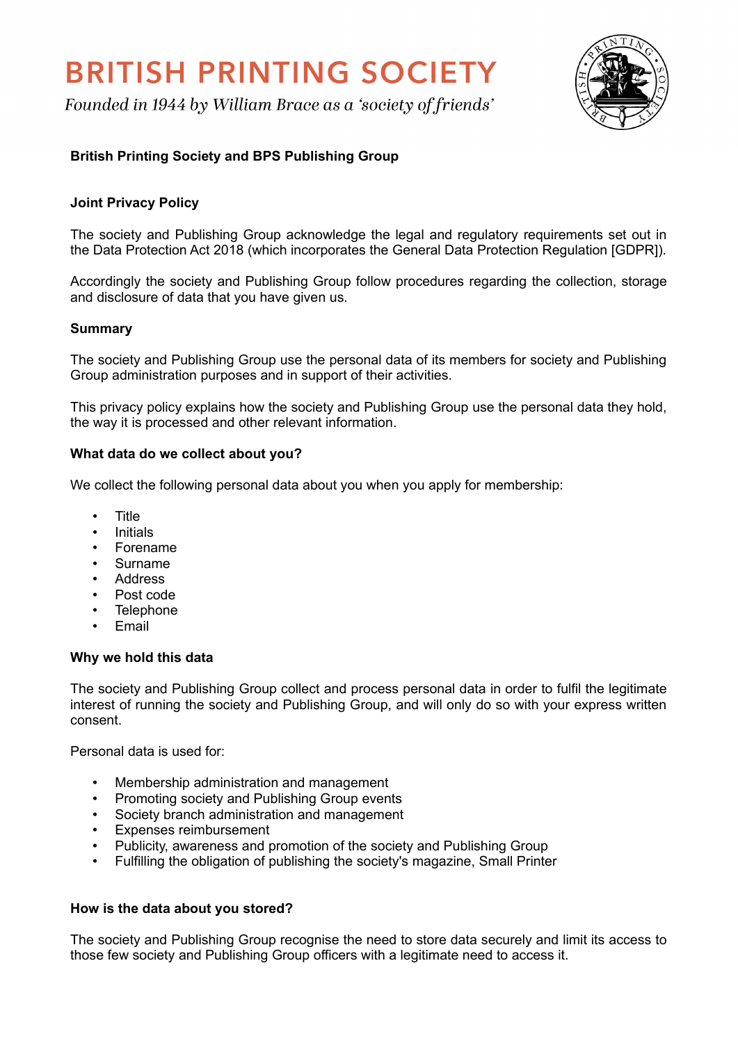# BRITISH PRINTING SOCIETY

*Founded in 1944 by William Brace as a 'society of friends'*

**British Printing Society and BPS Publishing Group**

**Joint Privacy Policy**

The society and Publishing Group acknowledge the legal and regulatory requirements set out in the Data Protection Act 2018 (which incorporates the General Data Protection Regulation [GDPR]).

Accordingly the society and Publishing Group follow procedures regarding the collection, storage and disclosure of data that you have given us.

**Summary**

The society and Publishing Group use the personal data of its members for society and Publishing Group administration purposes and in support of their activities.

This privacy policy explains how the society and Publishing Group use the personal data they hold, the way it is processed and other relevant information.

**What data do we collect about you?**

We collect the following personal data about you when you apply for membership:

- Title
- Initials
- Forename
- Surname
- Address
- Post code
- Telephone
- Email

**Why we hold this data**

The society and Publishing Group collect and process personal data in order to fulfil the legitimate interest of running the society and Publishing Group, and will only do so with your express written consent.

Personal data is used for:

- Membership administration and management
- Promoting society and Publishing Group events
- Society branch administration and management
- Expenses reimbursement
- Publicity, awareness and promotion of the society and Publishing Group
- Fulfilling the obligation of publishing the society's magazine, Small Printer

**How is the data about you stored?**

The society and Publishing Group recognise the need to store data securely and limit its access to those few society and Publishing Group officers with a legitimate need to access it.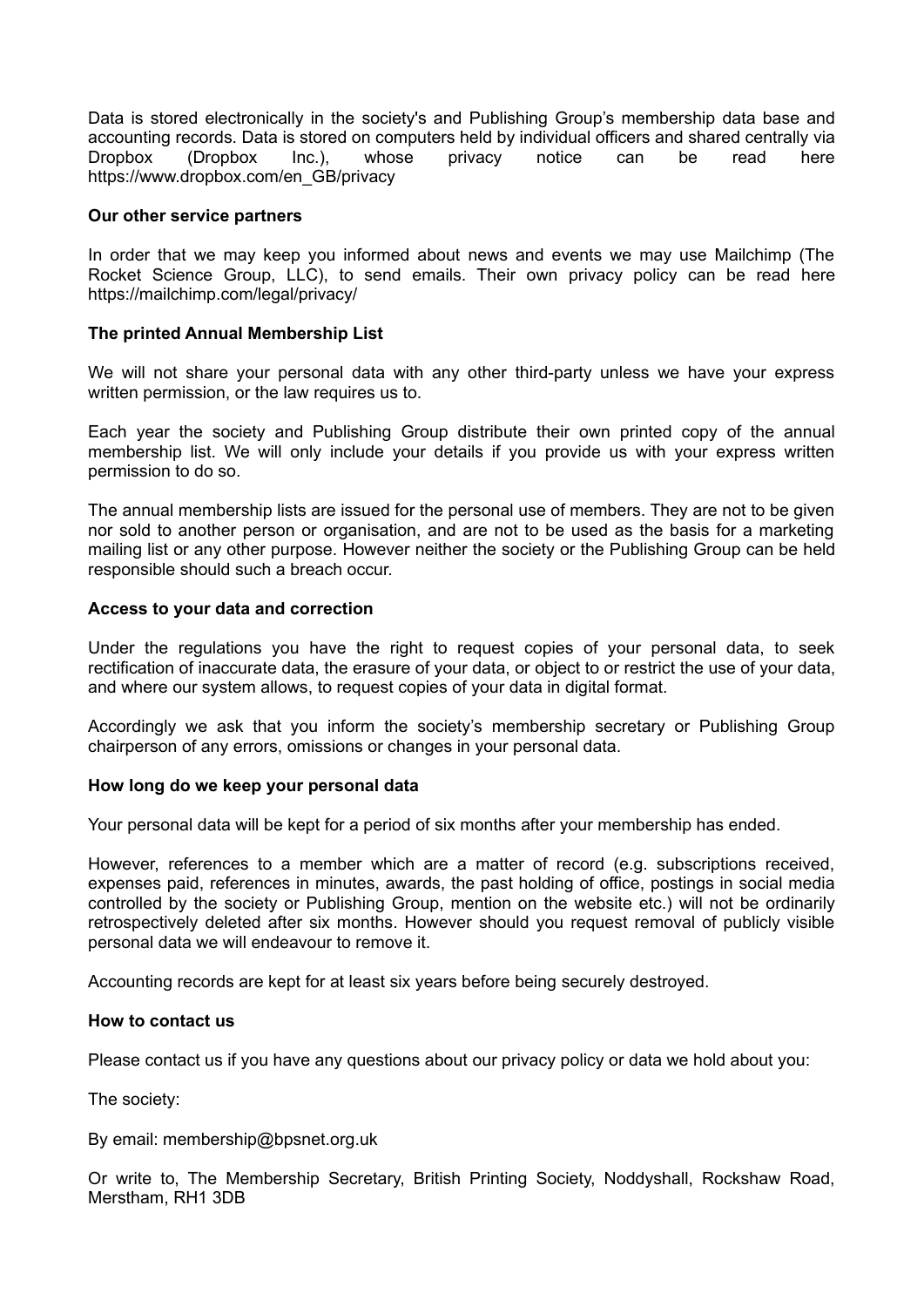Data is stored electronically in the society's and Publishing Group's membership data base and accounting records. Data is stored on computers held by individual officers and shared centrally via Dropbox (Dropbox Inc.), whose privacy notice can be read here https://www.dropbox.com/en_GB/privacy

**Our other service partners**

In order that we may keep you informed about news and events we may use Mailchimp (The Rocket Science Group, LLC), to send emails. Their own privacy policy can be read here https://mailchimp.com/legal/privacy/

**The printed Annual Membership List**

We will not share your personal data with any other third-party unless we have your express written permission, or the law requires us to.

Each year the society and Publishing Group distribute their own printed copy of the annual membership list. We will only include your details if you provide us with your express written permission to do so.

The annual membership lists are issued for the personal use of members. They are not to be given nor sold to another person or organisation, and are not to be used as the basis for a marketing mailing list or any other purpose. However neither the society or the Publishing Group can be held responsible should such a breach occur.

**Access to your data and correction**

Under the regulations you have the right to request copies of your personal data, to seek rectification of inaccurate data, the erasure of your data, or object to or restrict the use of your data, and where our system allows, to request copies of your data in digital format.

Accordingly we ask that you inform the society's membership secretary or Publishing Group chairperson of any errors, omissions or changes in your personal data.

**How long do we keep your personal data**

Your personal data will be kept for a period of six months after your membership has ended.

However, references to a member which are a matter of record (e.g. subscriptions received, expenses paid, references in minutes, awards, the past holding of office, postings in social media controlled by the society or Publishing Group, mention on the website etc.) will not be ordinarily retrospectively deleted after six months. However should you request removal of publicly visible personal data we will endeavour to remove it.

Accounting records are kept for at least six years before being securely destroyed.

**How to contact us**

Please contact us if you have any questions about our privacy policy or data we hold about you:

The society:

By email: membership@bpsnet.org.uk

Or write to, The Membership Secretary, British Printing Society, Noddyshall, Rockshaw Road, Merstham, RH1 3DB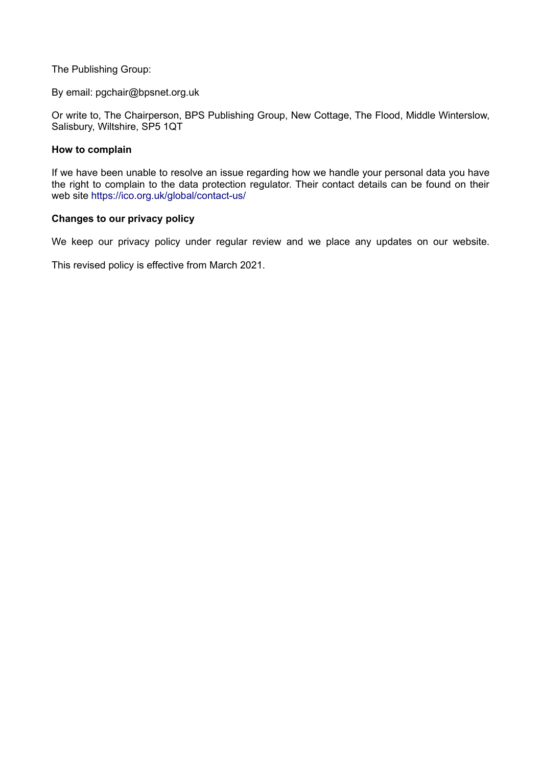The Publishing Group:

By email: pgchair@bpsnet.org.uk

Or write to, The Chairperson, BPS Publishing Group, New Cottage, The Flood, Middle Winterslow, Salisbury, Wiltshire, SP5 1QT

**How to complain**

If we have been unable to resolve an issue regarding how we handle your personal data you have the right to complain to the data protection regulator. Their contact details can be found on their web site https://ico.org.uk/global/contact-us/

**Changes to our privacy policy**

We keep our privacy policy under regular review and we place any updates on our website.

This revised policy is effective from March 2021.